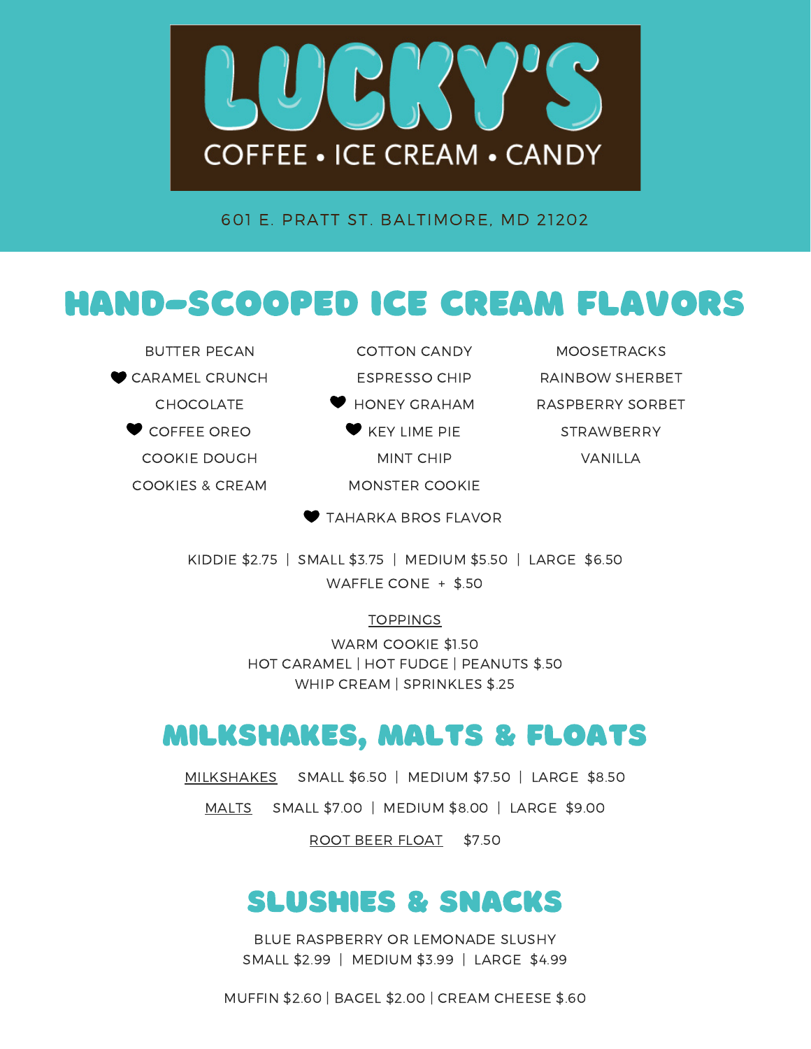# LUCKY'S

COFFEE • ICE CREAM • CANDY

601 E. PRATT ST. BALTIMORE, MD 21202

## HAND-SCOOPED ICE CREAM FLAVORS

BUTTER PECAN
♥ CARAMEL CRUNCH
CHOCOLATE
♥ COFFEE OREO
COOKIE DOUGH
COOKIES & CREAM

COTTON CANDY
ESPRESSO CHIP
♥ HONEY GRAHAM
♥ KEY LIME PIE
MINT CHIP
MONSTER COOKIE

MOOSETRACKS
RAINBOW SHERBET
RASPBERRY SORBET
STRAWBERRY
VANILLA

♥ TAHARKA BROS FLAVOR

KIDDIE $2.75 | SMALL $3.75 | MEDIUM $5.50 | LARGE $6.50
WAFFLE CONE + $.50

TOPPINGS

WARM COOKIE $1.50
HOT CARAMEL | HOT FUDGE | PEANUTS $.50
WHIP CREAM | SPRINKLES $.25

## MILKSHAKES, MALTS & FLOATS

MILKSHAKES SMALL $6.50 | MEDIUM $7.50 | LARGE $8.50

MALTS SMALL $7.00 | MEDIUM $8.00 | LARGE $9.00

ROOT BEER FLOAT $7.50

## SLUSHIES & SNACKS

BLUE RASPBERRY OR LEMONADE SLUSHY
SMALL $2.99 | MEDIUM $3.99 | LARGE $4.99

MUFFIN $2.60 | BAGEL $2.00 | CREAM CHEESE $.60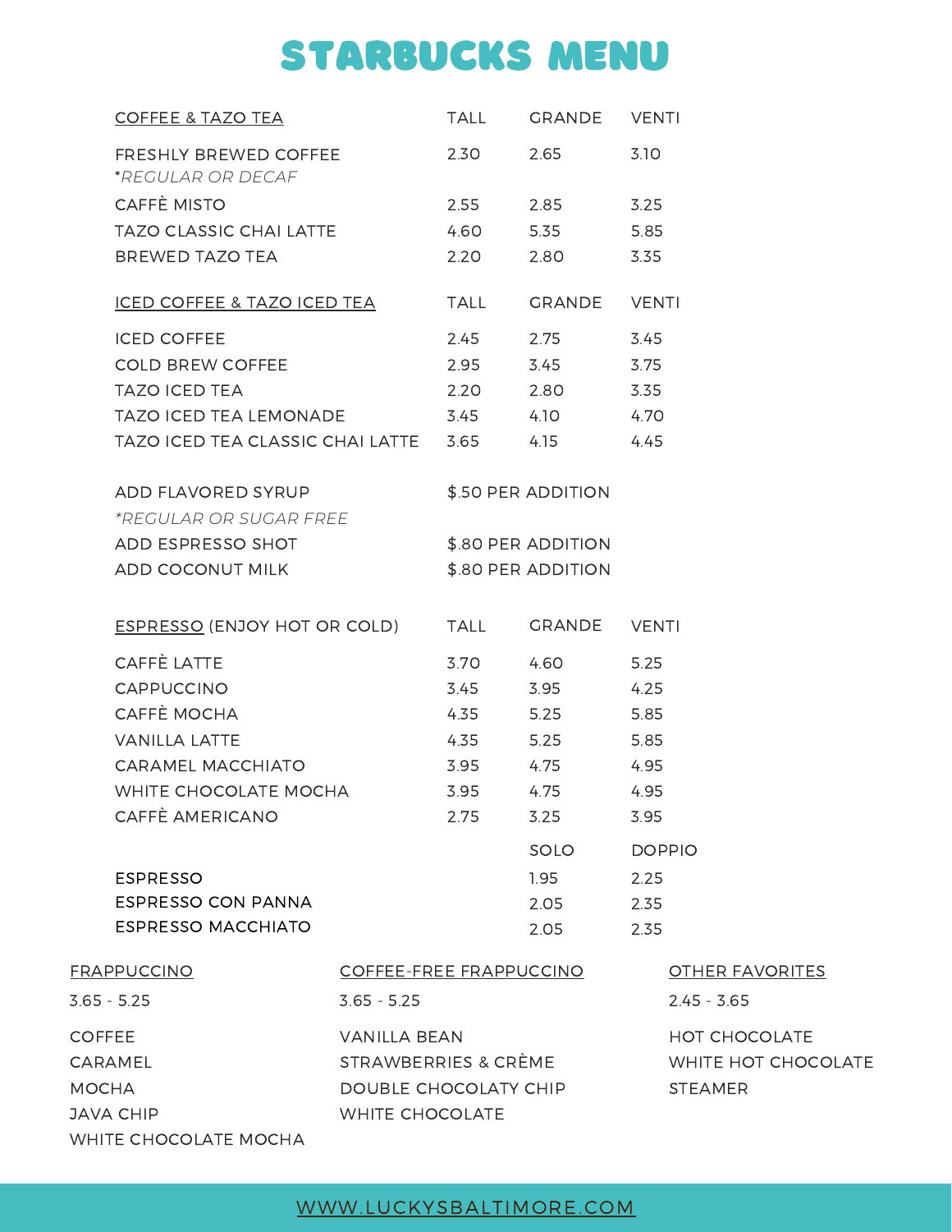# STARBUCKS MENU

| COFFEE & TAZO TEA | TALL | GRANDE | VENTI |
|---|---|---|---|
| FRESHLY BREWED COFFEE<br>*\*REGULAR OR DECAF* | 2.30 | 2.65 | 3.10 |
| CAFFÈ MISTO | 2.55 | 2.85 | 3.25 |
| TAZO CLASSIC CHAI LATTE | 4.60 | 5.35 | 5.85 |
| BREWED TAZO TEA | 2.20 | 2.80 | 3.35 |

| ICED COFFEE & TAZO ICED TEA | TALL | GRANDE | VENTI |
|---|---|---|---|
| ICED COFFEE | 2.45 | 2.75 | 3.45 |
| COLD BREW COFFEE | 2.95 | 3.45 | 3.75 |
| TAZO ICED TEA | 2.20 | 2.80 | 3.35 |
| TAZO ICED TEA LEMONADE | 3.45 | 4.10 | 4.70 |
| TAZO ICED TEA CLASSIC CHAI LATTE | 3.65 | 4.15 | 4.45 |

ADD FLAVORED SYRUP — $.50 PER ADDITION
*\*REGULAR OR SUGAR FREE*
ADD ESPRESSO SHOT — $.80 PER ADDITION
ADD COCONUT MILK — $.80 PER ADDITION

| ESPRESSO (ENJOY HOT OR COLD) | TALL | GRANDE | VENTI |
|---|---|---|---|
| CAFFÈ LATTE | 3.70 | 4.60 | 5.25 |
| CAPPUCCINO | 3.45 | 3.95 | 4.25 |
| CAFFÈ MOCHA | 4.35 | 5.25 | 5.85 |
| VANILLA LATTE | 4.35 | 5.25 | 5.85 |
| CARAMEL MACCHIATO | 3.95 | 4.75 | 4.95 |
| WHITE CHOCOLATE MOCHA | 3.95 | 4.75 | 4.95 |
| CAFFÈ AMERICANO | 2.75 | 3.25 | 3.95 |

| | SOLO | DOPPIO |
|---|---|---|
| ESPRESSO | 1.95 | 2.25 |
| ESPRESSO CON PANNA | 2.05 | 2.35 |
| ESPRESSO MACCHIATO | 2.05 | 2.35 |

## FRAPPUCCINO

3.65 - 5.25

- COFFEE
- CARAMEL
- MOCHA
- JAVA CHIP
- WHITE CHOCOLATE MOCHA

## COFFEE-FREE FRAPPUCCINO

3.65 - 5.25

- VANILLA BEAN
- STRAWBERRIES & CRÈME
- DOUBLE CHOCOLATY CHIP
- WHITE CHOCOLATE

## OTHER FAVORITES

2.45 - 3.65

- HOT CHOCOLATE
- WHITE HOT CHOCOLATE
- STEAMER

WWW.LUCKYSBALTIMORE.COM